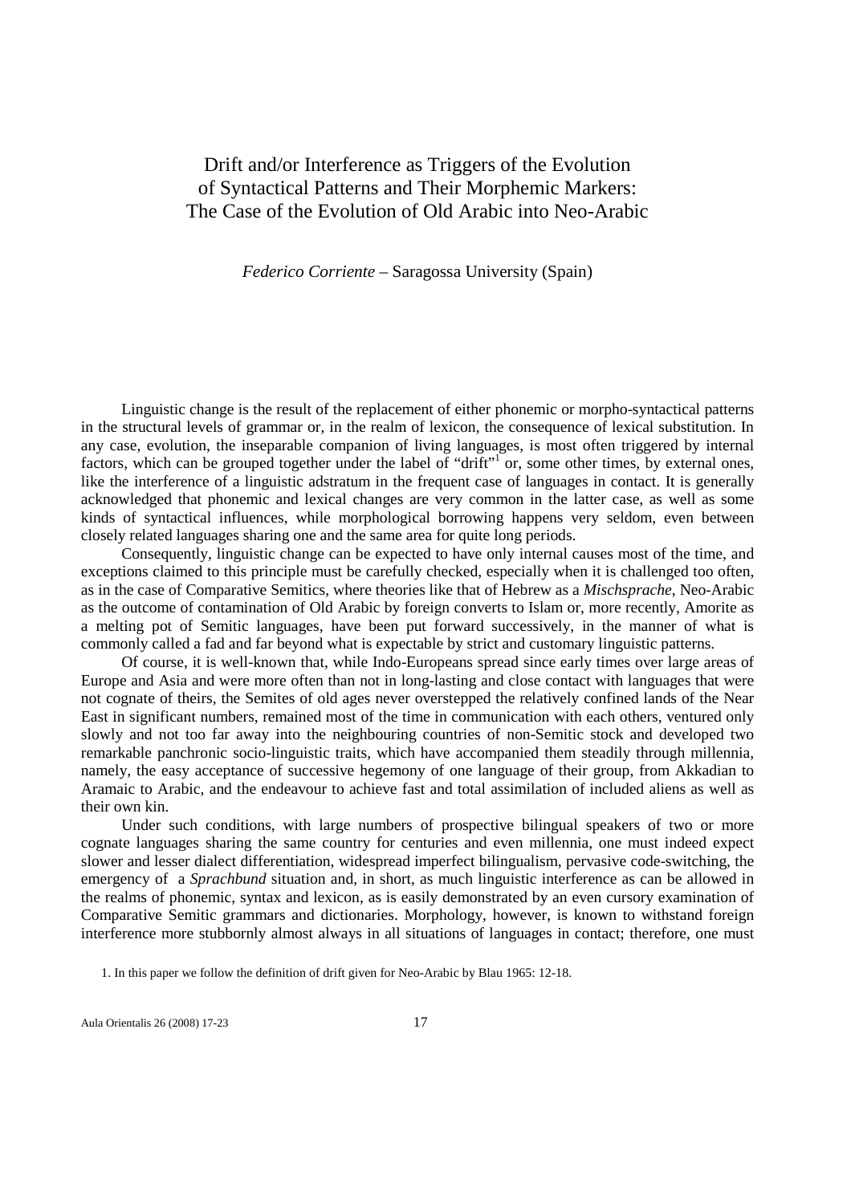# Drift and/or Interference as Triggers of the Evolution of Syntactical Patterns and Their Morphemic Markers: The Case of the Evolution of Old Arabic into Neo-Arabic

*Federico Corriente* – Saragossa University (Spain)

Linguistic change is the result of the replacement of either phonemic or morpho-syntactical patterns in the structural levels of grammar or, in the realm of lexicon, the consequence of lexical substitution. In any case, evolution, the inseparable companion of living languages, is most often triggered by internal factors, which can be grouped together under the label of "drift"[1] or, some other times, by external ones, like the interference of a linguistic adstratum in the frequent case of languages in contact. It is generally acknowledged that phonemic and lexical changes are very common in the latter case, as well as some kinds of syntactical influences, while morphological borrowing happens very seldom, even between closely related languages sharing one and the same area for quite long periods.

Consequently, linguistic change can be expected to have only internal causes most of the time, and exceptions claimed to this principle must be carefully checked, especially when it is challenged too often, as in the case of Comparative Semitics, where theories like that of Hebrew as a *Mischsprache*, Neo-Arabic as the outcome of contamination of Old Arabic by foreign converts to Islam or, more recently, Amorite as a melting pot of Semitic languages, have been put forward successively, in the manner of what is commonly called a fad and far beyond what is expectable by strict and customary linguistic patterns.

Of course, it is well-known that, while Indo-Europeans spread since early times over large areas of Europe and Asia and were more often than not in long-lasting and close contact with languages that were not cognate of theirs, the Semites of old ages never overstepped the relatively confined lands of the Near East in significant numbers, remained most of the time in communication with each others, ventured only slowly and not too far away into the neighbouring countries of non-Semitic stock and developed two remarkable panchronic socio-linguistic traits, which have accompanied them steadily through millennia, namely, the easy acceptance of successive hegemony of one language of their group, from Akkadian to Aramaic to Arabic, and the endeavour to achieve fast and total assimilation of included aliens as well as their own kin.

Under such conditions, with large numbers of prospective bilingual speakers of two or more cognate languages sharing the same country for centuries and even millennia, one must indeed expect slower and lesser dialect differentiation, widespread imperfect bilingualism, pervasive code-switching, the emergency of a *Sprachbund* situation and, in short, as much linguistic interference as can be allowed in the realms of phonemic, syntax and lexicon, as is easily demonstrated by an even cursory examination of Comparative Semitic grammars and dictionaries. Morphology, however, is known to withstand foreign interference more stubbornly almost always in all situations of languages in contact; therefore, one must

1. In this paper we follow the definition of drift given for Neo-Arabic by Blau 1965: 12-18.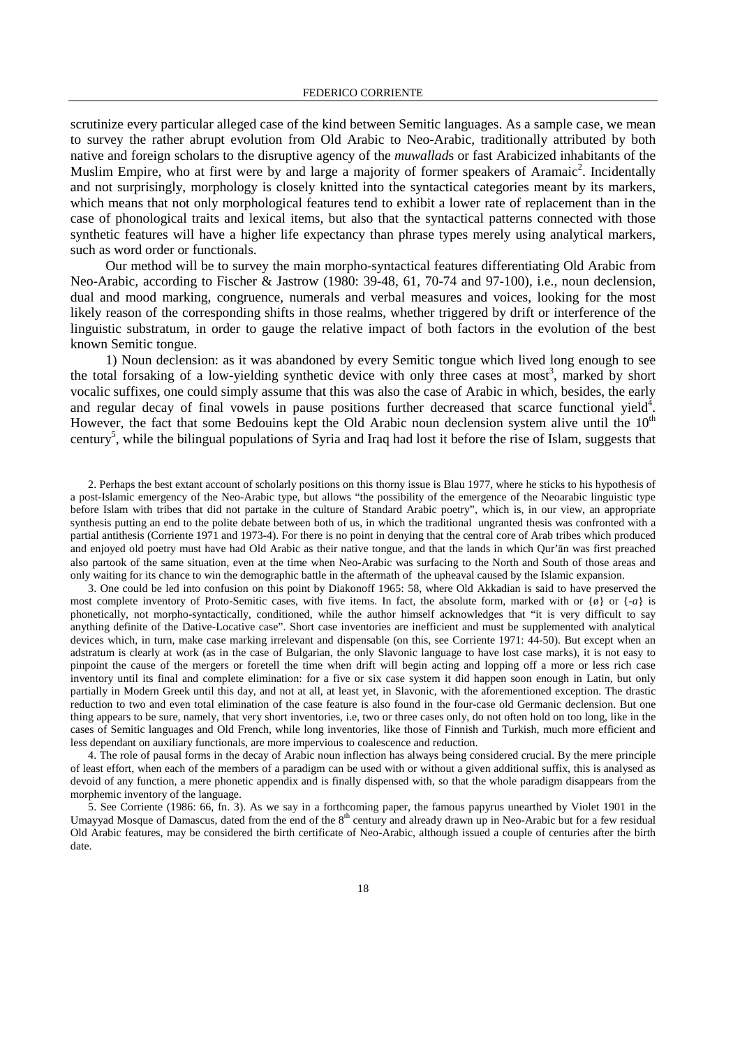scrutinize every particular alleged case of the kind between Semitic languages. As a sample case, we mean to survey the rather abrupt evolution from Old Arabic to Neo-Arabic, traditionally attributed by both native and foreign scholars to the disruptive agency of the *muwallad*s or fast Arabicized inhabitants of the Muslim Empire, who at first were by and large a majority of former speakers of Aramaic[2]. Incidentally and not surprisingly, morphology is closely knitted into the syntactical categories meant by its markers, which means that not only morphological features tend to exhibit a lower rate of replacement than in the case of phonological traits and lexical items, but also that the syntactical patterns connected with those synthetic features will have a higher life expectancy than phrase types merely using analytical markers, such as word order or functionals.

Our method will be to survey the main morpho-syntactical features differentiating Old Arabic from Neo-Arabic, according to Fischer & Jastrow (1980: 39-48, 61, 70-74 and 97-100), i.e., noun declension, dual and mood marking, congruence, numerals and verbal measures and voices, looking for the most likely reason of the corresponding shifts in those realms, whether triggered by drift or interference of the linguistic substratum, in order to gauge the relative impact of both factors in the evolution of the best known Semitic tongue.

1) Noun declension: as it was abandoned by every Semitic tongue which lived long enough to see the total forsaking of a low-yielding synthetic device with only three cases at most[3], marked by short vocalic suffixes, one could simply assume that this was also the case of Arabic in which, besides, the early and regular decay of final vowels in pause positions further decreased that scarce functional yield[4]. However, the fact that some Bedouins kept the Old Arabic noun declension system alive until the 10th century[5], while the bilingual populations of Syria and Iraq had lost it before the rise of Islam, suggests that

2. Perhaps the best extant account of scholarly positions on this thorny issue is Blau 1977, where he sticks to his hypothesis of a post-Islamic emergency of the Neo-Arabic type, but allows "the possibility of the emergence of the Neoarabic linguistic type before Islam with tribes that did not partake in the culture of Standard Arabic poetry", which is, in our view, an appropriate synthesis putting an end to the polite debate between both of us, in which the traditional ungranted thesis was confronted with a partial antithesis (Corriente 1971 and 1973-4). For there is no point in denying that the central core of Arab tribes which produced and enjoyed old poetry must have had Old Arabic as their native tongue, and that the lands in which Qur'ān was first preached also partook of the same situation, even at the time when Neo-Arabic was surfacing to the North and South of those areas and only waiting for its chance to win the demographic battle in the aftermath of the upheaval caused by the Islamic expansion.

3. One could be led into confusion on this point by Diakonoff 1965: 58, where Old Akkadian is said to have preserved the most complete inventory of Proto-Semitic cases, with five items. In fact, the absolute form, marked with or {ø} or {-*a*} is phonetically, not morpho-syntactically, conditioned, while the author himself acknowledges that "it is very difficult to say anything definite of the Dative-Locative case". Short case inventories are inefficient and must be supplemented with analytical devices which, in turn, make case marking irrelevant and dispensable (on this, see Corriente 1971: 44-50). But except when an adstratum is clearly at work (as in the case of Bulgarian, the only Slavonic language to have lost case marks), it is not easy to pinpoint the cause of the mergers or foretell the time when drift will begin acting and lopping off a more or less rich case inventory until its final and complete elimination: for a five or six case system it did happen soon enough in Latin, but only partially in Modern Greek until this day, and not at all, at least yet, in Slavonic, with the aforementioned exception. The drastic reduction to two and even total elimination of the case feature is also found in the four-case old Germanic declension. But one thing appears to be sure, namely, that very short inventories, i.e, two or three cases only, do not often hold on too long, like in the cases of Semitic languages and Old French, while long inventories, like those of Finnish and Turkish, much more efficient and less dependant on auxiliary functionals, are more impervious to coalescence and reduction.

4. The role of pausal forms in the decay of Arabic noun inflection has always being considered crucial. By the mere principle of least effort, when each of the members of a paradigm can be used with or without a given additional suffix, this is analysed as devoid of any function, a mere phonetic appendix and is finally dispensed with, so that the whole paradigm disappears from the morphemic inventory of the language.

5. See Corriente (1986: 66, fn. 3). As we say in a forthcoming paper, the famous papyrus unearthed by Violet 1901 in the Umayyad Mosque of Damascus, dated from the end of the 8th century and already drawn up in Neo-Arabic but for a few residual Old Arabic features, may be considered the birth certificate of Neo-Arabic, although issued a couple of centuries after the birth date.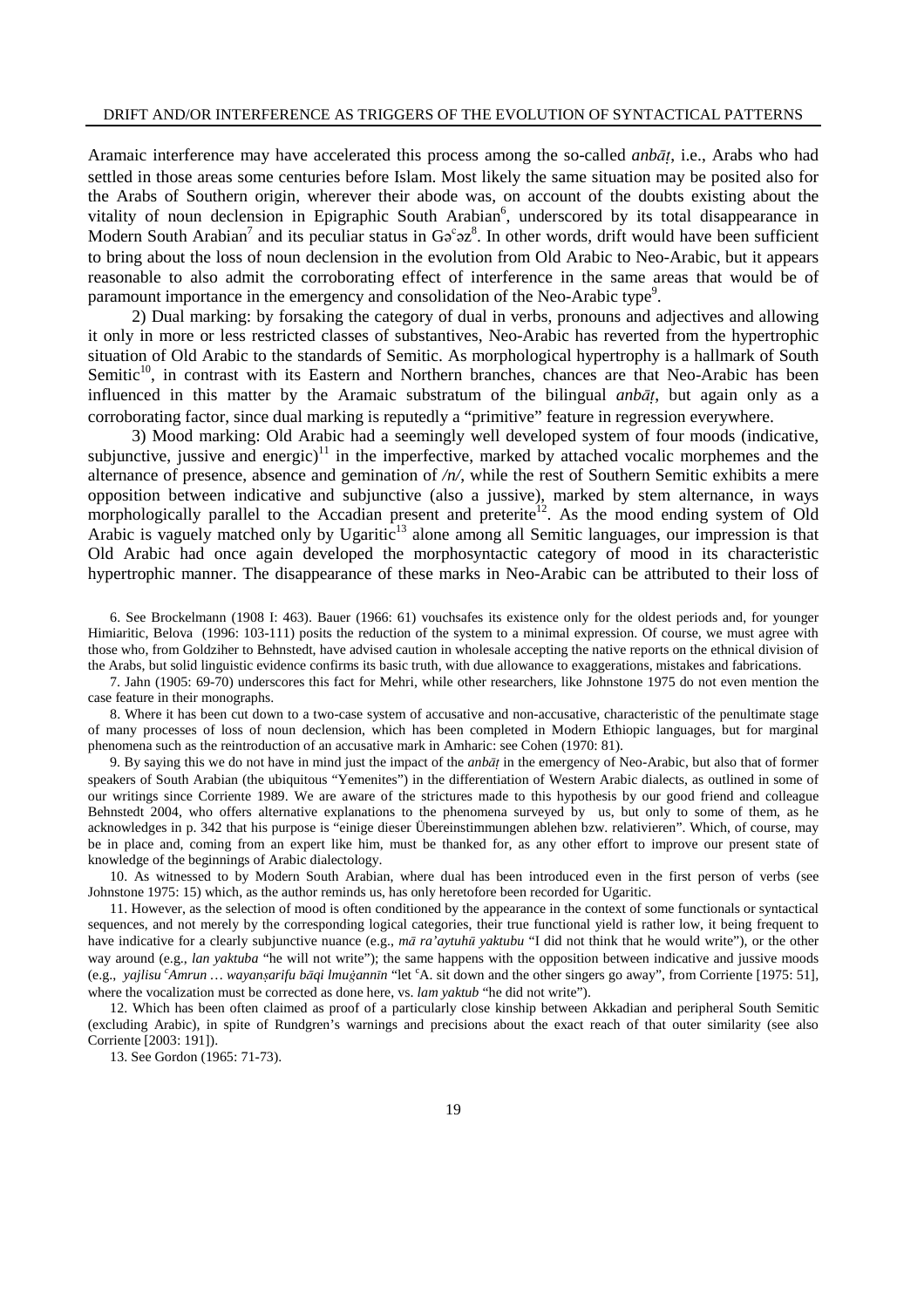Aramaic interference may have accelerated this process among the so-called *anbāṭ*, i.e., Arabs who had settled in those areas some centuries before Islam. Most likely the same situation may be posited also for the Arabs of Southern origin, wherever their abode was, on account of the doubts existing about the vitality of noun declension in Epigraphic South Arabian[6], underscored by its total disappearance in Modern South Arabian[7] and its peculiar status in Gəᶜəz[8]. In other words, drift would have been sufficient to bring about the loss of noun declension in the evolution from Old Arabic to Neo-Arabic, but it appears reasonable to also admit the corroborating effect of interference in the same areas that would be of paramount importance in the emergency and consolidation of the Neo-Arabic type[9].

2) Dual marking: by forsaking the category of dual in verbs, pronouns and adjectives and allowing it only in more or less restricted classes of substantives, Neo-Arabic has reverted from the hypertrophic situation of Old Arabic to the standards of Semitic. As morphological hypertrophy is a hallmark of South Semitic[10], in contrast with its Eastern and Northern branches, chances are that Neo-Arabic has been influenced in this matter by the Aramaic substratum of the bilingual *anbāṭ*, but again only as a corroborating factor, since dual marking is reputedly a "primitive" feature in regression everywhere.

3) Mood marking: Old Arabic had a seemingly well developed system of four moods (indicative, subjunctive, jussive and energic)[11] in the imperfective, marked by attached vocalic morphemes and the alternance of presence, absence and gemination of */n/*, while the rest of Southern Semitic exhibits a mere opposition between indicative and subjunctive (also a jussive), marked by stem alternance, in ways morphologically parallel to the Accadian present and preterite[12]. As the mood ending system of Old Arabic is vaguely matched only by Ugaritic[13] alone among all Semitic languages, our impression is that Old Arabic had once again developed the morphosyntactic category of mood in its characteristic hypertrophic manner. The disappearance of these marks in Neo-Arabic can be attributed to their loss of

6. See Brockelmann (1908 I: 463). Bauer (1966: 61) vouchsafes its existence only for the oldest periods and, for younger Himiaritic, Belova (1996: 103-111) posits the reduction of the system to a minimal expression. Of course, we must agree with those who, from Goldziher to Behnstedt, have advised caution in wholesale accepting the native reports on the ethnical division of the Arabs, but solid linguistic evidence confirms its basic truth, with due allowance to exaggerations, mistakes and fabrications.

7. Jahn (1905: 69-70) underscores this fact for Mehri, while other researchers, like Johnstone 1975 do not even mention the case feature in their monographs.

8. Where it has been cut down to a two-case system of accusative and non-accusative, characteristic of the penultimate stage of many processes of loss of noun declension, which has been completed in Modern Ethiopic languages, but for marginal phenomena such as the reintroduction of an accusative mark in Amharic: see Cohen (1970: 81).

9. By saying this we do not have in mind just the impact of the *anbāṭ* in the emergency of Neo-Arabic, but also that of former speakers of South Arabian (the ubiquitous "Yemenites") in the differentiation of Western Arabic dialects, as outlined in some of our writings since Corriente 1989. We are aware of the strictures made to this hypothesis by our good friend and colleague Behnstedt 2004, who offers alternative explanations to the phenomena surveyed by us, but only to some of them, as he acknowledges in p. 342 that his purpose is "einige dieser Übereinstimmungen ablehen bzw. relativieren". Which, of course, may be in place and, coming from an expert like him, must be thanked for, as any other effort to improve our present state of knowledge of the beginnings of Arabic dialectology.

10. As witnessed to by Modern South Arabian, where dual has been introduced even in the first person of verbs (see Johnstone 1975: 15) which, as the author reminds us, has only heretofore been recorded for Ugaritic.

11. However, as the selection of mood is often conditioned by the appearance in the context of some functionals or syntactical sequences, and not merely by the corresponding logical categories, their true functional yield is rather low, it being frequent to have indicative for a clearly subjunctive nuance (e.g., *mā ra'aytuhū yaktubu* "I did not think that he would write"), or the other way around (e.g., *lan yaktuba* "he will not write"); the same happens with the opposition between indicative and jussive moods (e.g., *yajlisu ᶜAmrun … wayanṣarifu bāqi lmuġannīn* "let ᶜA. sit down and the other singers go away", from Corriente [1975: 51], where the vocalization must be corrected as done here, vs. *lam yaktub* "he did not write").

12. Which has been often claimed as proof of a particularly close kinship between Akkadian and peripheral South Semitic (excluding Arabic), in spite of Rundgren's warnings and precisions about the exact reach of that outer similarity (see also Corriente [2003: 191]).

13. See Gordon (1965: 71-73).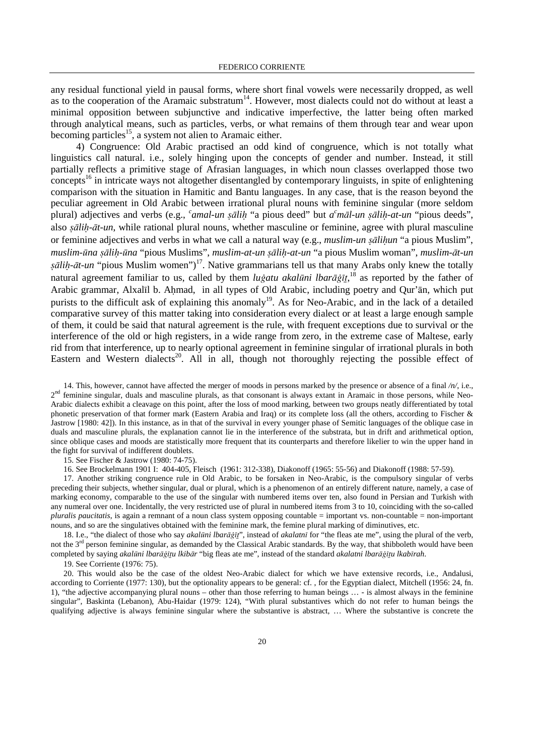any residual functional yield in pausal forms, where short final vowels were necessarily dropped, as well as to the cooperation of the Aramaic substratum[14]. However, most dialects could not do without at least a minimal opposition between subjunctive and indicative imperfective, the latter being often marked through analytical means, such as particles, verbs, or what remains of them through tear and wear upon becoming particles[15], a system not alien to Aramaic either.

4) Congruence: Old Arabic practised an odd kind of congruence, which is not totally what linguistics call natural. i.e., solely hinging upon the concepts of gender and number. Instead, it still partially reflects a primitive stage of Afrasian languages, in which noun classes overlapped those two concepts[16] in intricate ways not altogether disentangled by contemporary linguists, in spite of enlightening comparison with the situation in Hamitic and Bantu languages. In any case, that is the reason beyond the peculiar agreement in Old Arabic between irrational plural nouns with feminine singular (more seldom plural) adjectives and verbs (e.g., *ᶜamal-un ṣāliḥ* "a pious deed" but *aᶜmāl-un ṣāliḥ-at-un* "pious deeds", also *ṣāliḥ-āt-un*, while rational plural nouns, whether masculine or feminine, agree with plural masculine or feminine adjectives and verbs in what we call a natural way (e.g., *muslim-un ṣāliḥun* "a pious Muslim", *muslim-ūna ṣāliḥ-ūna* "pious Muslims", *muslim-at-un ṣāliḥ-at-un* "a pious Muslim woman", *muslim-āt-un ṣāliḥ-āt-un* "pious Muslim women")[17]. Native grammarians tell us that many Arabs only knew the totally natural agreement familiar to us, called by them *luġatu akalūni lbarāġīṯ*,[18] as reported by the father of Arabic grammar, Alxalīl b. Aḥmad, in all types of Old Arabic, including poetry and Qur'ān, which put purists to the difficult ask of explaining this anomaly[19]. As for Neo-Arabic, and in the lack of a detailed comparative survey of this matter taking into consideration every dialect or at least a large enough sample of them, it could be said that natural agreement is the rule, with frequent exceptions due to survival or the interference of the old or high registers, in a wide range from zero, in the extreme case of Maltese, early rid from that interference, up to nearly optional agreement in feminine singular of irrational plurals in both Eastern and Western dialects[20]. All in all, though not thoroughly rejecting the possible effect of

14. This, however, cannot have affected the merger of moods in persons marked by the presence or absence of a final */n/*, i.e., 2nd feminine singular, duals and masculine plurals, as that consonant is always extant in Aramaic in those persons, while Neo-Arabic dialects exhibit a cleavage on this point, after the loss of mood marking, between two groups neatly differentiated by total phonetic preservation of that former mark (Eastern Arabia and Iraq) or its complete loss (all the others, according to Fischer & Jastrow [1980: 42]). In this instance, as in that of the survival in every younger phase of Semitic languages of the oblique case in duals and masculine plurals, the explanation cannot lie in the interference of the substrata, but in drift and arithmetical option, since oblique cases and moods are statistically more frequent that its counterparts and therefore likelier to win the upper hand in the fight for survival of indifferent doublets.

15. See Fischer & Jastrow (1980: 74-75).

16. See Brockelmann 1901 I: 404-405, Fleisch (1961: 312-338), Diakonoff (1965: 55-56) and Diakonoff (1988: 57-59).

17. Another striking congruence rule in Old Arabic, to be forsaken in Neo-Arabic, is the compulsory singular of verbs preceding their subjects, whether singular, dual or plural, which is a phenomenon of an entirely different nature, namely, a case of marking economy, comparable to the use of the singular with numbered items over ten, also found in Persian and Turkish with any numeral over one. Incidentally, the very restricted use of plural in numbered items from 3 to 10, coinciding with the so-called *pluralis paucitatis*, is again a remnant of a noun class system opposing countable = important vs. non-countable = non-important nouns, and so are the singulatives obtained with the feminine mark, the femine plural marking of diminutives, etc.

18. I.e., "the dialect of those who say *akalūni lbarāġīṯ*", instead of *akalatnī* for "the fleas ate me", using the plural of the verb, not the 3rd person feminine singular, as demanded by the Classical Arabic standards. By the way, that shibboleth would have been completed by saying *akalūni lbarāġīṯu lkibār* "big fleas ate me", instead of the standard *akalatni lbarāġīṯu lkabīrah*.

19. See Corriente (1976: 75).

20. This would also be the case of the oldest Neo-Arabic dialect for which we have extensive records, i.e., Andalusi, according to Corriente (1977: 130), but the optionality appears to be general: cf. , for the Egyptian dialect, Mitchell (1956: 24, fn. 1), "the adjective accompanying plural nouns – other than those referring to human beings … - is almost always in the feminine singular", Baskinta (Lebanon), Abu-Haidar (1979: 124), "With plural substantives which do not refer to human beings the qualifying adjective is always feminine singular where the substantive is abstract, … Where the substantive is concrete the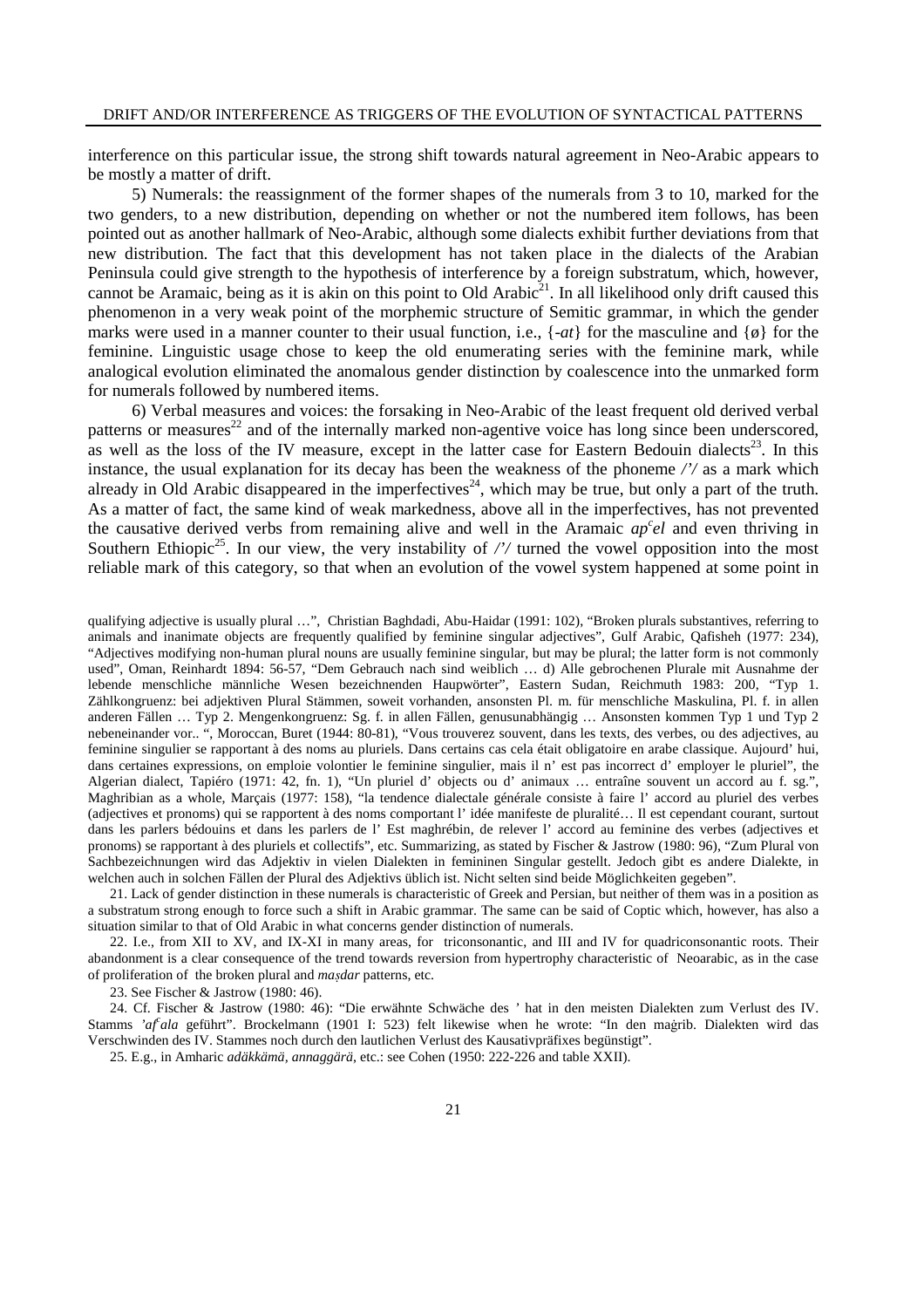interference on this particular issue, the strong shift towards natural agreement in Neo-Arabic appears to be mostly a matter of drift.

5) Numerals: the reassignment of the former shapes of the numerals from 3 to 10, marked for the two genders, to a new distribution, depending on whether or not the numbered item follows, has been pointed out as another hallmark of Neo-Arabic, although some dialects exhibit further deviations from that new distribution. The fact that this development has not taken place in the dialects of the Arabian Peninsula could give strength to the hypothesis of interference by a foreign substratum, which, however, cannot be Aramaic, being as it is akin on this point to Old Arabic[21]. In all likelihood only drift caused this phenomenon in a very weak point of the morphemic structure of Semitic grammar, in which the gender marks were used in a manner counter to their usual function, i.e., {*-at*} for the masculine and {ø} for the feminine. Linguistic usage chose to keep the old enumerating series with the feminine mark, while analogical evolution eliminated the anomalous gender distinction by coalescence into the unmarked form for numerals followed by numbered items.

6) Verbal measures and voices: the forsaking in Neo-Arabic of the least frequent old derived verbal patterns or measures[22] and of the internally marked non-agentive voice has long since been underscored, as well as the loss of the IV measure, except in the latter case for Eastern Bedouin dialects[23]. In this instance, the usual explanation for its decay has been the weakness of the phoneme */'/* as a mark which already in Old Arabic disappeared in the imperfectives[24], which may be true, but only a part of the truth. As a matter of fact, the same kind of weak markedness, above all in the imperfectives, has not prevented the causative derived verbs from remaining alive and well in the Aramaic *apᶜel* and even thriving in Southern Ethiopic[25]. In our view, the very instability of */'/* turned the vowel opposition into the most reliable mark of this category, so that when an evolution of the vowel system happened at some point in

---

qualifying adjective is usually plural …", Christian Baghdadi, Abu-Haidar (1991: 102), "Broken plurals substantives, referring to animals and inanimate objects are frequently qualified by feminine singular adjectives", Gulf Arabic, Qafisheh (1977: 234), "Adjectives modifying non-human plural nouns are usually feminine singular, but may be plural; the latter form is not commonly used", Oman, Reinhardt 1894: 56-57, "Dem Gebrauch nach sind weiblich … d) Alle gebrochenen Plurale mit Ausnahme der lebende menschliche männliche Wesen bezeichnenden Hauptwörter", Eastern Sudan, Reichmuth 1983: 200, "Typ 1. Zählkongruenz: bei adjektiven Plural Stämmen, soweit vorhanden, ansonsten Pl. m. für menschliche Maskulina, Pl. f. in allen anderen Fällen … Typ 2. Mengenkongruenz: Sg. f. in allen Fällen, genusunabhängig … Ansonsten kommen Typ 1 und Typ 2 nebeneinander vor.. ", Moroccan, Buret (1944: 80-81), "Vous trouverez souvent, dans les texts, des verbes, ou des adjectives, au feminine singulier se rapportant à des noms au pluriels. Dans certains cas cela était obligatoire en arabe classique. Aujourd' hui, dans certaines expressions, on emploie volontier le feminine singulier, mais il n' est pas incorrect d' employer le pluriel", the Algerian dialect, Tapiéro (1971: 42, fn. 1), "Un pluriel d' objects ou d' animaux … entraîne souvent un accord au f. sg.", Maghribian as a whole, Marçais (1977: 158), "la tendence dialectale générale consiste à faire l' accord au pluriel des verbes (adjectives et pronoms) qui se rapportent à des noms comportant l' idée manifeste de pluralité… Il est cependant courant, surtout dans les parlers bédouins et dans les parlers de l' Est maghrébin, de relever l' accord au feminine des verbes (adjectives et pronoms) se rapportant à des pluriels et collectifs", etc. Summarizing, as stated by Fischer & Jastrow (1980: 96), "Zum Plural von Sachbezeichnungen wird das Adjektiv in vielen Dialekten in femininen Singular gestellt. Jedoch gibt es andere Dialekte, in welchen auch in solchen Fällen der Plural des Adjektivs üblich ist. Nicht selten sind beide Möglichkeiten gegeben".

21. Lack of gender distinction in these numerals is characteristic of Greek and Persian, but neither of them was in a position as a substratum strong enough to force such a shift in Arabic grammar. The same can be said of Coptic which, however, has also a situation similar to that of Old Arabic in what concerns gender distinction of numerals.

22. I.e., from XII to XV, and IX-XI in many areas, for triconsonantic, and III and IV for quadriconsonantic roots. Their abandonment is a clear consequence of the trend towards reversion from hypertrophy characteristic of Neoarabic, as in the case of proliferation of the broken plural and *maṣdar* patterns, etc.

23. See Fischer & Jastrow (1980: 46).

24. Cf. Fischer & Jastrow (1980: 46): "Die erwähnte Schwäche des ' hat in den meisten Dialekten zum Verlust des IV. Stamms *'afᶜala* geführt". Brockelmann (1901 I: 523) felt likewise when he wrote: "In den maġrib. Dialekten wird das Verschwinden des IV. Stammes noch durch den lautlichen Verlust des Kausativpräfixes begünstigt".

25. E.g., in Amharic *adäkkämä*, *annaggärä*, etc.: see Cohen (1950: 222-226 and table XXII).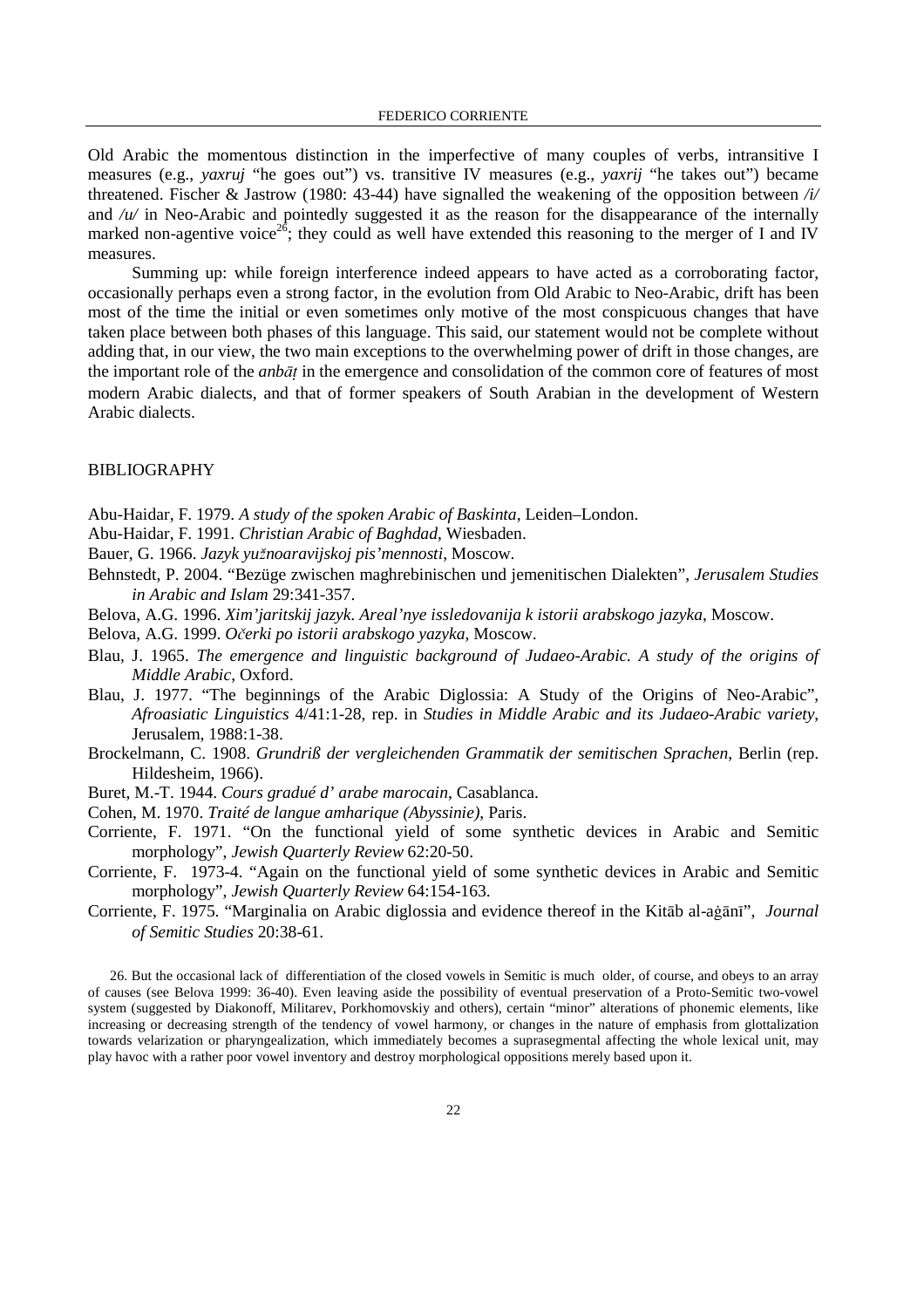Old Arabic the momentous distinction in the imperfective of many couples of verbs, intransitive I measures (e.g., *yaxruj* "he goes out") vs. transitive IV measures (e.g., *yaxrij* "he takes out") became threatened. Fischer & Jastrow (1980: 43-44) have signalled the weakening of the opposition between */i/* and */u/* in Neo-Arabic and pointedly suggested it as the reason for the disappearance of the internally marked non-agentive voice[26]; they could as well have extended this reasoning to the merger of I and IV measures.

Summing up: while foreign interference indeed appears to have acted as a corroborating factor, occasionally perhaps even a strong factor, in the evolution from Old Arabic to Neo-Arabic, drift has been most of the time the initial or even sometimes only motive of the most conspicuous changes that have taken place between both phases of this language. This said, our statement would not be complete without adding that, in our view, the two main exceptions to the overwhelming power of drift in those changes, are the important role of the *anbāṭ* in the emergence and consolidation of the common core of features of most modern Arabic dialects, and that of former speakers of South Arabian in the development of Western Arabic dialects.

## BIBLIOGRAPHY

Abu-Haidar, F. 1979. *A study of the spoken Arabic of Baskinta*, Leiden–London.

Abu-Haidar, F. 1991. *Christian Arabic of Baghdad*, Wiesbaden.

Bauer, G. 1966. *Jazyk yužnoaravijskoj pis'mennosti*, Moscow.

Behnstedt, P. 2004. "Bezüge zwischen maghrebinischen und jemenitischen Dialekten", *Jerusalem Studies in Arabic and Islam* 29:341-357.

Belova, A.G. 1996. *Xim'jaritskij jazyk. Areal'nye issledovanija k istorii arabskogo jazyka*, Moscow.

Belova, A.G. 1999. *Očerki po istorii arabskogo yazyka*, Moscow.

Blau, J. 1965. *The emergence and linguistic background of Judaeo-Arabic. A study of the origins of Middle Arabic*, Oxford.

Blau, J. 1977. "The beginnings of the Arabic Diglossia: A Study of the Origins of Neo-Arabic", *Afroasiatic Linguistics* 4/41:1-28, rep. in *Studies in Middle Arabic and its Judaeo-Arabic variety*, Jerusalem, 1988:1-38.

Brockelmann, C. 1908. *Grundriß der vergleichenden Grammatik der semitischen Sprachen*, Berlin (rep. Hildesheim, 1966).

Buret, M.-T. 1944. *Cours gradué d' arabe marocain*, Casablanca.

Cohen, M. 1970. *Traité de langue amharique (Abyssinie)*, Paris.

Corriente, F. 1971. "On the functional yield of some synthetic devices in Arabic and Semitic morphology", *Jewish Quarterly Review* 62:20-50.

Corriente, F. 1973-4. "Again on the functional yield of some synthetic devices in Arabic and Semitic morphology", *Jewish Quarterly Review* 64:154-163.

Corriente, F. 1975. "Marginalia on Arabic diglossia and evidence thereof in the Kitāb al-aġānī", *Journal of Semitic Studies* 20:38-61.

26. But the occasional lack of differentiation of the closed vowels in Semitic is much older, of course, and obeys to an array of causes (see Belova 1999: 36-40). Even leaving aside the possibility of eventual preservation of a Proto-Semitic two-vowel system (suggested by Diakonoff, Militarev, Porkhomovskiy and others), certain "minor" alterations of phonemic elements, like increasing or decreasing strength of the tendency of vowel harmony, or changes in the nature of emphasis from glottalization towards velarization or pharyngealization, which immediately becomes a suprasegmental affecting the whole lexical unit, may play havoc with a rather poor vowel inventory and destroy morphological oppositions merely based upon it.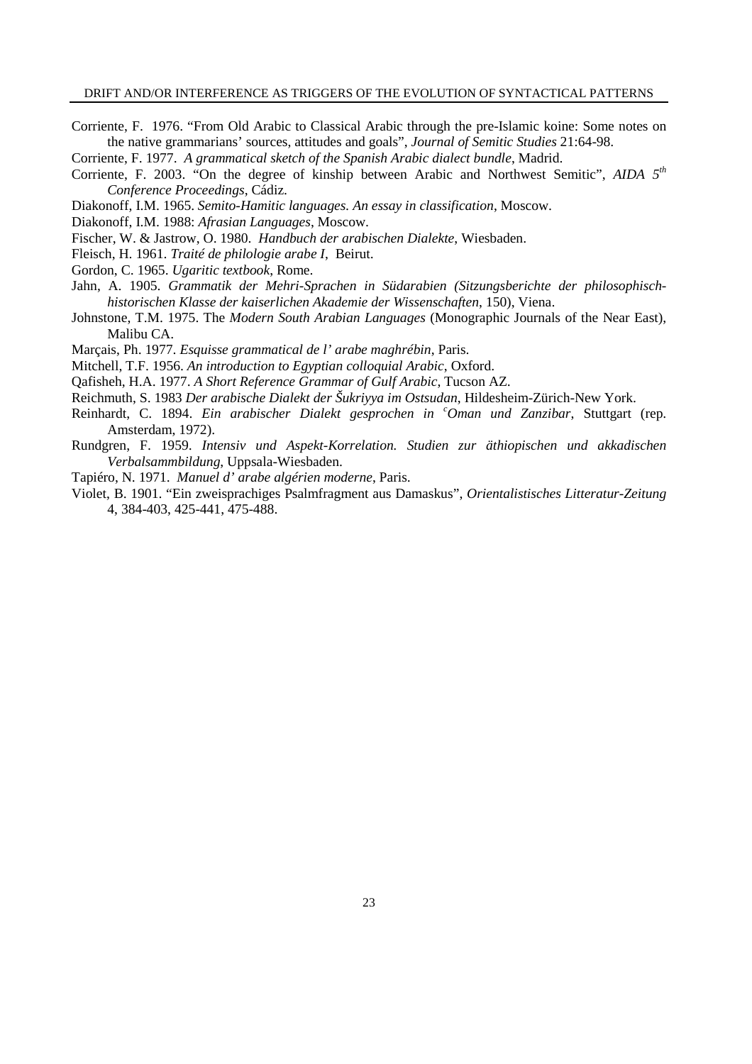Corriente, F. 1976. “From Old Arabic to Classical Arabic through the pre-Islamic koine: Some notes on the native grammarians’ sources, attitudes and goals”, *Journal of Semitic Studies* 21:64-98.

Corriente, F. 1977. *A grammatical sketch of the Spanish Arabic dialect bundle*, Madrid.

Corriente, F. 2003. “On the degree of kinship between Arabic and Northwest Semitic”, *AIDA 5th Conference Proceedings*, Cádiz.

Diakonoff, I.M. 1965. *Semito-Hamitic languages. An essay in classification*, Moscow.

Diakonoff, I.M. 1988: *Afrasian Languages*, Moscow.

Fischer, W. & Jastrow, O. 1980. *Handbuch der arabischen Dialekte*, Wiesbaden.

Fleisch, H. 1961. *Traité de philologie arabe I*, Beirut.

Gordon, C. 1965. *Ugaritic textbook*, Rome.

Jahn, A. 1905. *Grammatik der Mehri-Sprachen in Südarabien (Sitzungsberichte der philosophisch-historischen Klasse der kaiserlichen Akademie der Wissenschaften*, 150), Viena.

Johnstone, T.M. 1975. The *Modern South Arabian Languages* (Monographic Journals of the Near East), Malibu CA.

Marçais, Ph. 1977. *Esquisse grammatical de l’ arabe maghrébin*, Paris.

Mitchell, T.F. 1956. *An introduction to Egyptian colloquial Arabic*, Oxford.

Qafisheh, H.A. 1977. *A Short Reference Grammar of Gulf Arabic*, Tucson AZ.

Reichmuth, S. 1983 *Der arabische Dialekt der Šukriyya im Ostsudan*, Hildesheim-Zürich-New York.

Reinhardt, C. 1894. *Ein arabischer Dialekt gesprochen in ᶜOman und Zanzibar*, Stuttgart (rep. Amsterdam, 1972).

Rundgren, F. 1959. *Intensiv und Aspekt-Korrelation. Studien zur äthiopischen und akkadischen Verbalsammbildung*, Uppsala-Wiesbaden.

Tapiéro, N. 1971. *Manuel d’ arabe algérien moderne*, Paris.

Violet, B. 1901. “Ein zweisprachiges Psalmfragment aus Damaskus”, *Orientalistisches Litteratur-Zeitung* 4, 384-403, 425-441, 475-488.